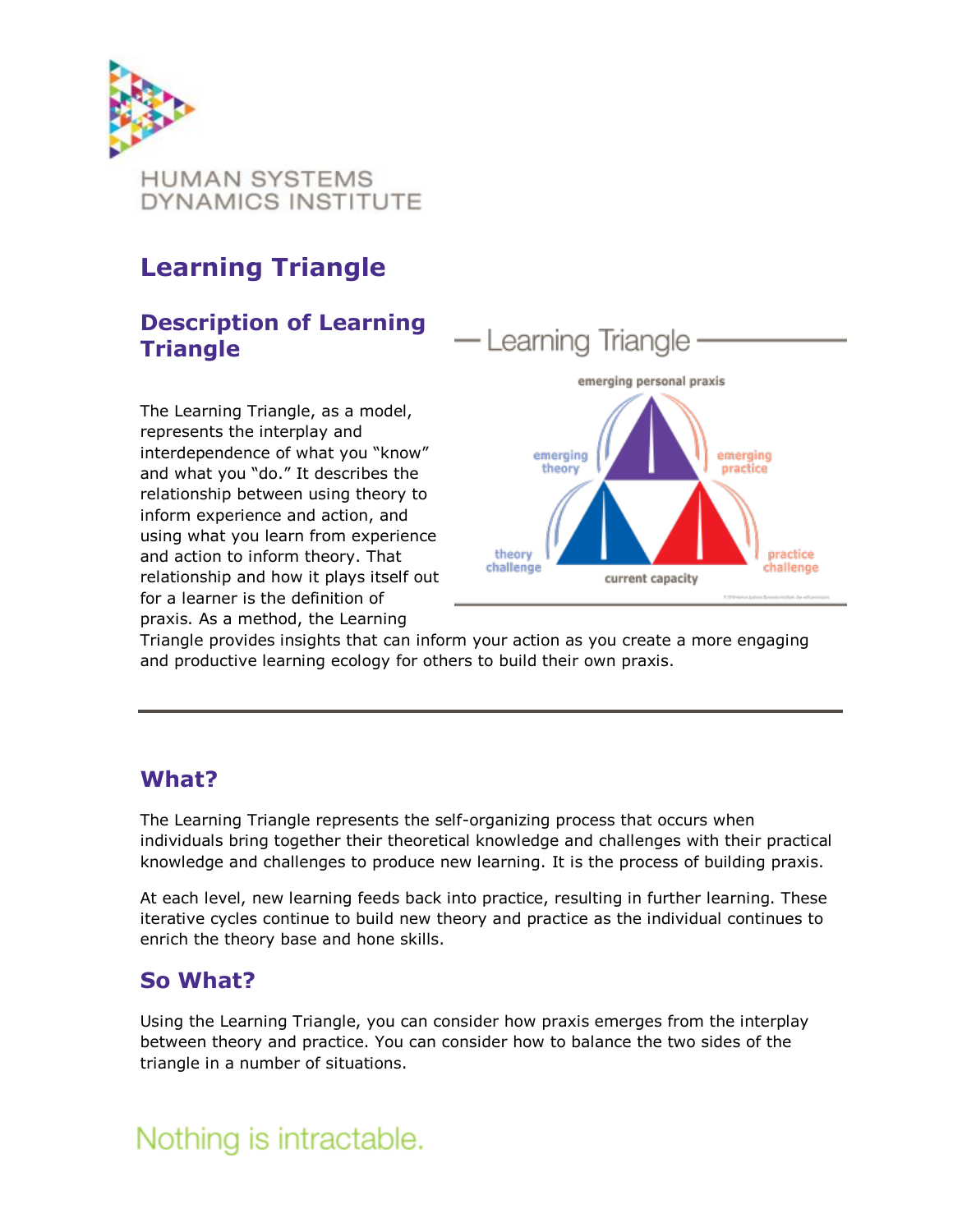HUMAN SYSTEMS DYNAMICS INSTITUTE

# Learning Triangle

## Description of Learning Triangle

The Learning Triangle, as a model, represents the interplay and interdependence of what you "know" and what you "do." It describes the relationship between using theory to inform experience and action, and using what you learn from experience and action to inform theory. That relationship and how it plays itself out for a learner is the definition of praxis. As a method, the Learning Triangle provides insights that can inform your action as you create a more engaging and productive learning ecology for others to build their own praxis.

---

## What?

The Learning Triangle represents the self-organizing process that occurs when individuals bring together their theoretical knowledge and challenges with their practical knowledge and challenges to produce new learning. It is the process of building praxis.

At each level, new learning feeds back into practice, resulting in further learning. These iterative cycles continue to build new theory and practice as the individual continues to enrich the theory base and hone skills.

## So What?

Using the Learning Triangle, you can consider how praxis emerges from the interplay between theory and practice. You can consider how to balance the two sides of the triangle in a number of situations.

Nothing is intractable.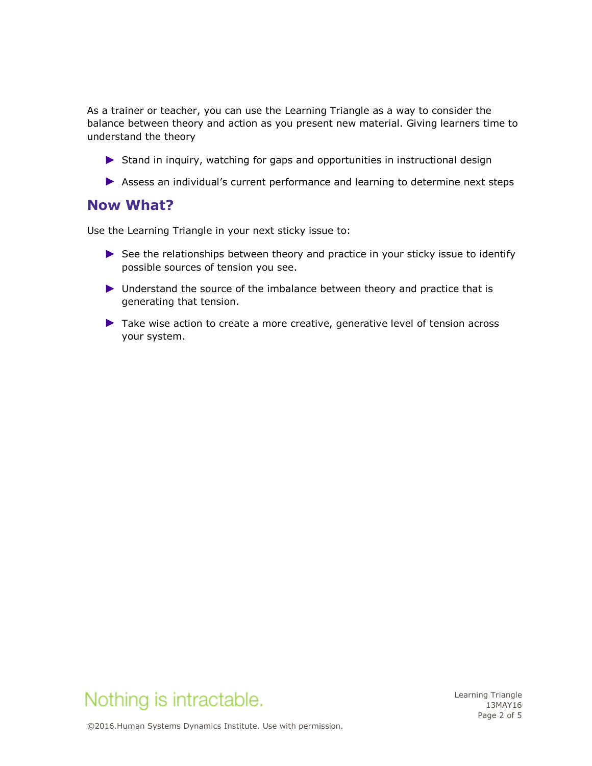As a trainer or teacher, you can use the Learning Triangle as a way to consider the balance between theory and action as you present new material. Giving learners time to understand the theory

- Stand in inquiry, watching for gaps and opportunities in instructional design
- Assess an individual's current performance and learning to determine next steps

## Now What?

Use the Learning Triangle in your next sticky issue to:

- See the relationships between theory and practice in your sticky issue to identify possible sources of tension you see.
- Understand the source of the imbalance between theory and practice that is generating that tension.
- Take wise action to create a more creative, generative level of tension across your system.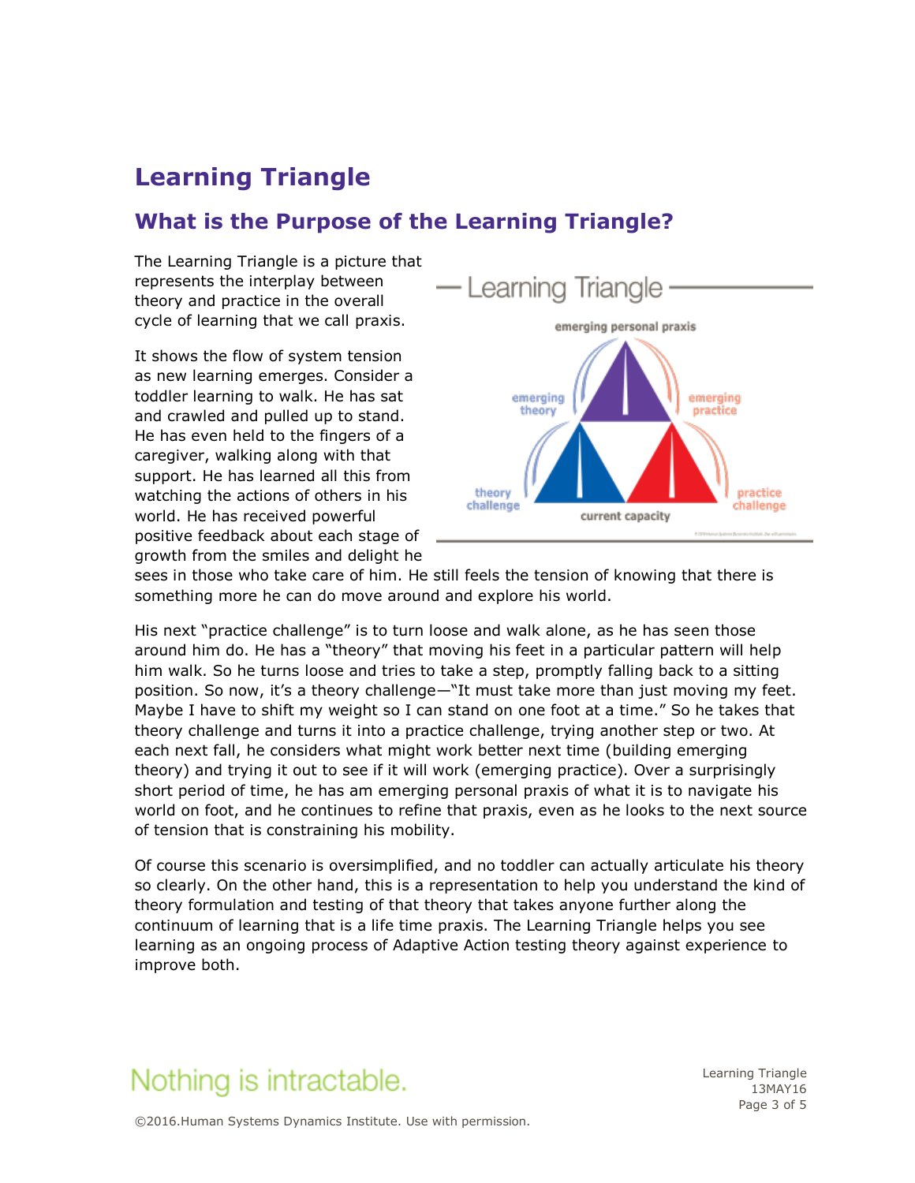# Learning Triangle

## What is the Purpose of the Learning Triangle?

The Learning Triangle is a picture that represents the interplay between theory and practice in the overall cycle of learning that we call praxis.

It shows the flow of system tension as new learning emerges. Consider a toddler learning to walk. He has sat and crawled and pulled up to stand. He has even held to the fingers of a caregiver, walking along with that support. He has learned all this from watching the actions of others in his world. He has received powerful positive feedback about each stage of growth from the smiles and delight he sees in those who take care of him. He still feels the tension of knowing that there is something more he can do move around and explore his world.

His next "practice challenge" is to turn loose and walk alone, as he has seen those around him do. He has a "theory" that moving his feet in a particular pattern will help him walk. So he turns loose and tries to take a step, promptly falling back to a sitting position. So now, it's a theory challenge—"It must take more than just moving my feet. Maybe I have to shift my weight so I can stand on one foot at a time." So he takes that theory challenge and turns it into a practice challenge, trying another step or two. At each next fall, he considers what might work better next time (building emerging theory) and trying it out to see if it will work (emerging practice). Over a surprisingly short period of time, he has am emerging personal praxis of what it is to navigate his world on foot, and he continues to refine that praxis, even as he looks to the next source of tension that is constraining his mobility.

Of course this scenario is oversimplified, and no toddler can actually articulate his theory so clearly. On the other hand, this is a representation to help you understand the kind of theory formulation and testing of that theory that takes anyone further along the continuum of learning that is a life time praxis. The Learning Triangle helps you see learning as an ongoing process of Adaptive Action testing theory against experience to improve both.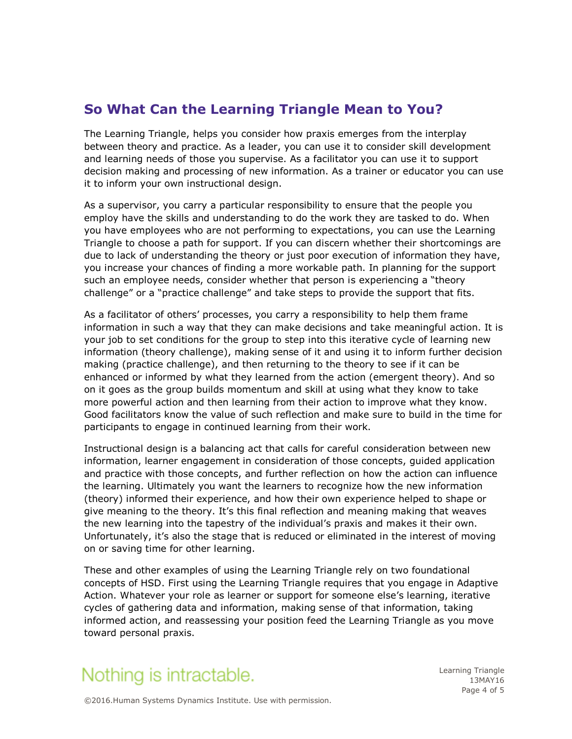## So What Can the Learning Triangle Mean to You?

The Learning Triangle, helps you consider how praxis emerges from the interplay between theory and practice. As a leader, you can use it to consider skill development and learning needs of those you supervise. As a facilitator you can use it to support decision making and processing of new information. As a trainer or educator you can use it to inform your own instructional design.

As a supervisor, you carry a particular responsibility to ensure that the people you employ have the skills and understanding to do the work they are tasked to do. When you have employees who are not performing to expectations, you can use the Learning Triangle to choose a path for support. If you can discern whether their shortcomings are due to lack of understanding the theory or just poor execution of information they have, you increase your chances of finding a more workable path. In planning for the support such an employee needs, consider whether that person is experiencing a "theory challenge" or a "practice challenge" and take steps to provide the support that fits.

As a facilitator of others' processes, you carry a responsibility to help them frame information in such a way that they can make decisions and take meaningful action. It is your job to set conditions for the group to step into this iterative cycle of learning new information (theory challenge), making sense of it and using it to inform further decision making (practice challenge), and then returning to the theory to see if it can be enhanced or informed by what they learned from the action (emergent theory). And so on it goes as the group builds momentum and skill at using what they know to take more powerful action and then learning from their action to improve what they know. Good facilitators know the value of such reflection and make sure to build in the time for participants to engage in continued learning from their work.

Instructional design is a balancing act that calls for careful consideration between new information, learner engagement in consideration of those concepts, guided application and practice with those concepts, and further reflection on how the action can influence the learning. Ultimately you want the learners to recognize how the new information (theory) informed their experience, and how their own experience helped to shape or give meaning to the theory. It's this final reflection and meaning making that weaves the new learning into the tapestry of the individual's praxis and makes it their own. Unfortunately, it's also the stage that is reduced or eliminated in the interest of moving on or saving time for other learning.

These and other examples of using the Learning Triangle rely on two foundational concepts of HSD. First using the Learning Triangle requires that you engage in Adaptive Action. Whatever your role as learner or support for someone else's learning, iterative cycles of gathering data and information, making sense of that information, taking informed action, and reassessing your position feed the Learning Triangle as you move toward personal praxis.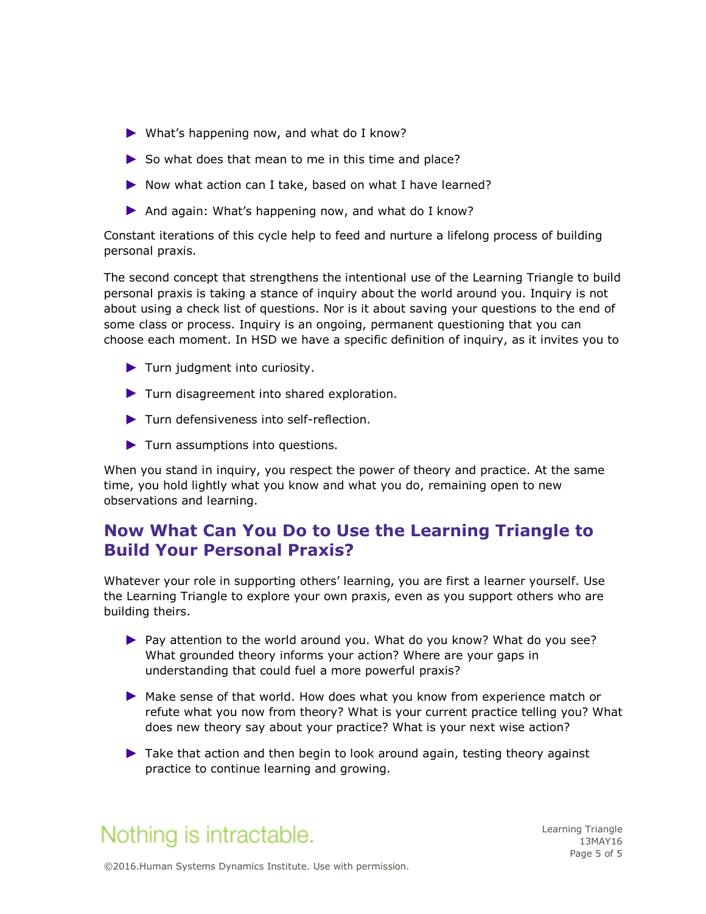- What's happening now, and what do I know?
- So what does that mean to me in this time and place?
- Now what action can I take, based on what I have learned?
- And again: What's happening now, and what do I know?

Constant iterations of this cycle help to feed and nurture a lifelong process of building personal praxis.

The second concept that strengthens the intentional use of the Learning Triangle to build personal praxis is taking a stance of inquiry about the world around you. Inquiry is not about using a check list of questions. Nor is it about saving your questions to the end of some class or process. Inquiry is an ongoing, permanent questioning that you can choose each moment. In HSD we have a specific definition of inquiry, as it invites you to

- Turn judgment into curiosity.
- Turn disagreement into shared exploration.
- Turn defensiveness into self-reflection.
- Turn assumptions into questions.

When you stand in inquiry, you respect the power of theory and practice. At the same time, you hold lightly what you know and what you do, remaining open to new observations and learning.

## Now What Can You Do to Use the Learning Triangle to Build Your Personal Praxis?

Whatever your role in supporting others' learning, you are first a learner yourself. Use the Learning Triangle to explore your own praxis, even as you support others who are building theirs.

- Pay attention to the world around you. What do you know? What do you see? What grounded theory informs your action? Where are your gaps in understanding that could fuel a more powerful praxis?
- Make sense of that world. How does what you know from experience match or refute what you now from theory? What is your current practice telling you? What does new theory say about your practice? What is your next wise action?
- Take that action and then begin to look around again, testing theory against practice to continue learning and growing.